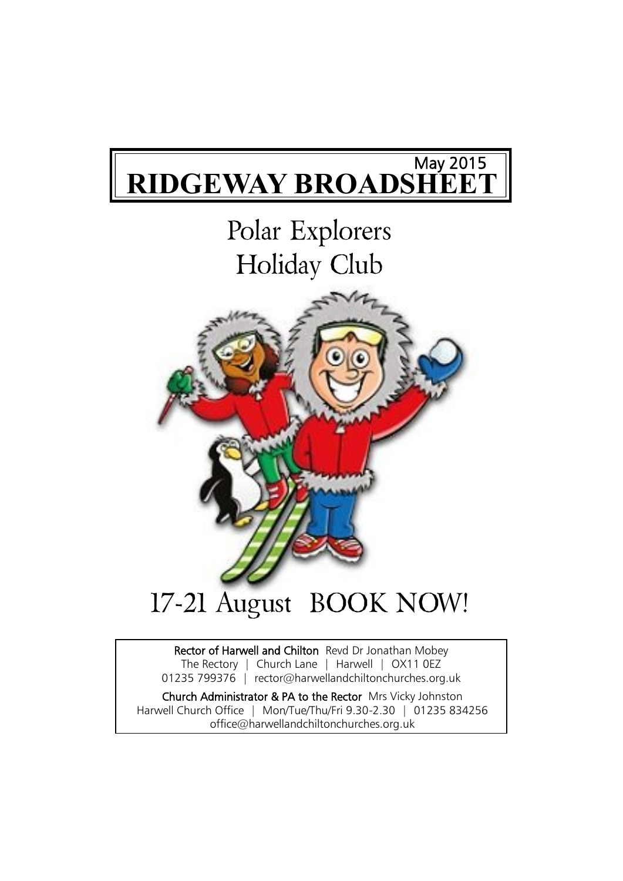May 2015

# RIDGEWAY BROADSHEET

## Polar Explorers Holiday Club

## 17-21 August BOOK NOW!

**Rector of Harwell and Chilton** Revd Dr Jonathan Mobey
The Rectory | Church Lane | Harwell | OX11 0EZ
01235 799376 | rector@harwellandchiltonchurches.org.uk

**Church Administrator & PA to the Rector** Mrs Vicky Johnston
Harwell Church Office | Mon/Tue/Thu/Fri 9.30-2.30 | 01235 834256
office@harwellandchiltonchurches.org.uk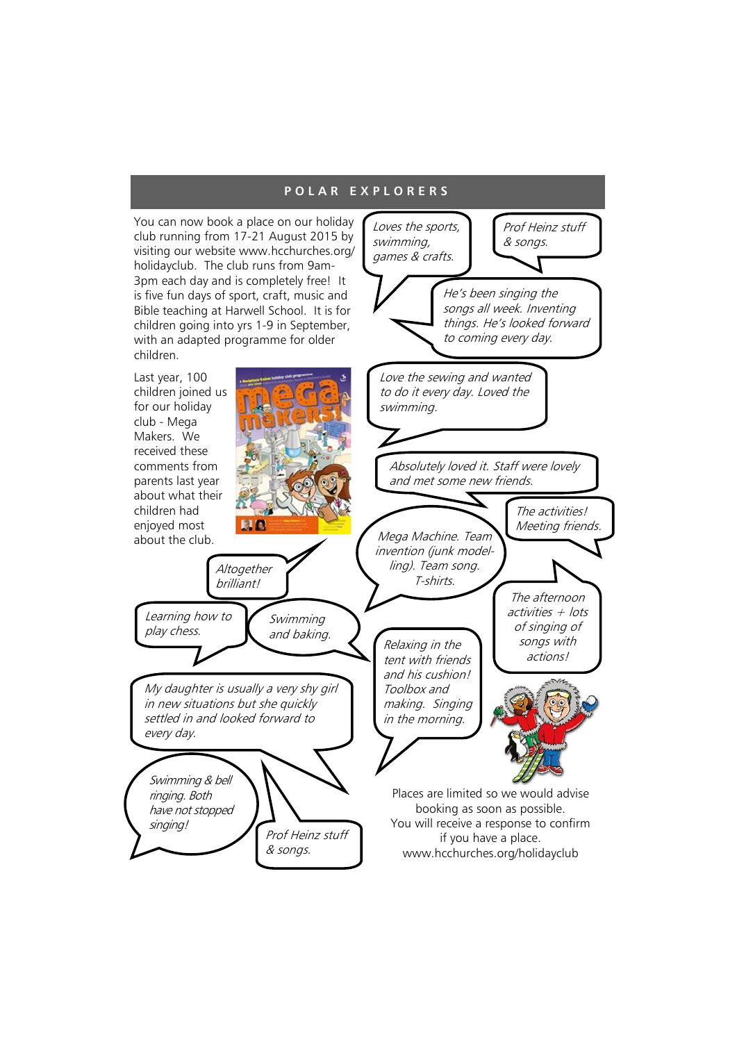## POLAR EXPLORERS

You can now book a place on our holiday club running from 17-21 August 2015 by visiting our website www.hcchurches.org/holidayclub. The club runs from 9am-3pm each day and is completely free! It is five fun days of sport, craft, music and Bible teaching at Harwell School. It is for children going into yrs 1-9 in September, with an adapted programme for older children.

Last year, 100 children joined us for our holiday club - Mega Makers. We received these comments from parents last year about what their children had enjoyed most about the club.

*Loves the sports, swimming, games & crafts.*

*Prof Heinz stuff & songs.*

*He's been singing the songs all week. Inventing things. He's looked forward to coming every day.*

*Love the sewing and wanted to do it every day. Loved the swimming.*

*Absolutely loved it. Staff were lovely and met some new friends.*

*The activities! Meeting friends.*

*Mega Machine. Team invention (junk model-ling). Team song. T-shirts.*

*Altogether brilliant!*

*Learning how to play chess.*

*Swimming and baking.*

*The afternoon activities + lots of singing of songs with actions!*

*Relaxing in the tent with friends and his cushion! Toolbox and making. Singing in the morning.*

*My daughter is usually a very shy girl in new situations but she quickly settled in and looked forward to every day.*

*Swimming & bell ringing. Both have not stopped singing!*

*Prof Heinz stuff & songs.*

Places are limited so we would advise booking as soon as possible. You will receive a response to confirm if you have a place. www.hcchurches.org/holidayclub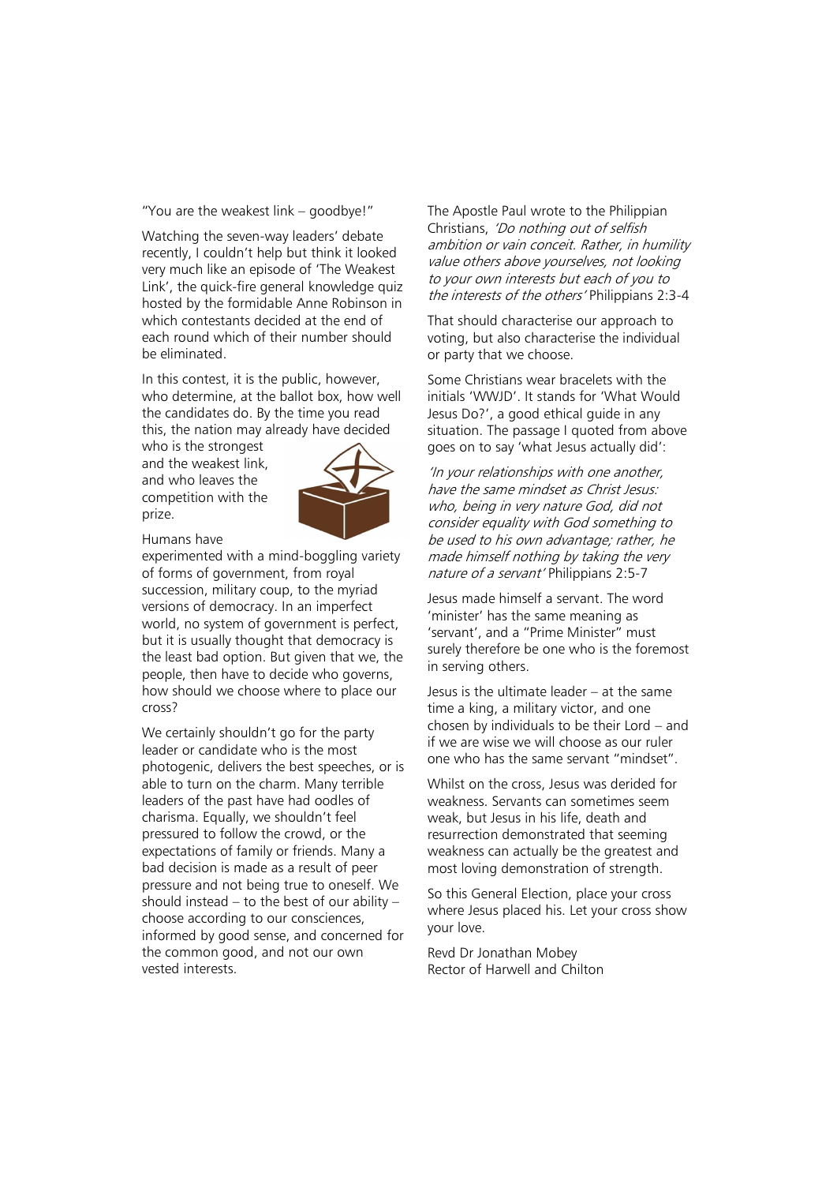"You are the weakest link – goodbye!"

Watching the seven-way leaders' debate recently, I couldn't help but think it looked very much like an episode of 'The Weakest Link', the quick-fire general knowledge quiz hosted by the formidable Anne Robinson in which contestants decided at the end of each round which of their number should be eliminated.

In this contest, it is the public, however, who determine, at the ballot box, how well the candidates do. By the time you read this, the nation may already have decided who is the strongest and the weakest link, and who leaves the competition with the prize.

Humans have experimented with a mind-boggling variety of forms of government, from royal succession, military coup, to the myriad versions of democracy. In an imperfect world, no system of government is perfect, but it is usually thought that democracy is the least bad option. But given that we, the people, then have to decide who governs, how should we choose where to place our cross?

We certainly shouldn't go for the party leader or candidate who is the most photogenic, delivers the best speeches, or is able to turn on the charm. Many terrible leaders of the past have had oodles of charisma. Equally, we shouldn't feel pressured to follow the crowd, or the expectations of family or friends. Many a bad decision is made as a result of peer pressure and not being true to oneself. We should instead – to the best of our ability – choose according to our consciences, informed by good sense, and concerned for the common good, and not our own vested interests.

The Apostle Paul wrote to the Philippian Christians, *'Do nothing out of selfish ambition or vain conceit. Rather, in humility value others above yourselves, not looking to your own interests but each of you to the interests of the others'* Philippians 2:3-4

That should characterise our approach to voting, but also characterise the individual or party that we choose.

Some Christians wear bracelets with the initials 'WWJD'. It stands for 'What Would Jesus Do?', a good ethical guide in any situation. The passage I quoted from above goes on to say 'what Jesus actually did':

*'In your relationships with one another, have the same mindset as Christ Jesus: who, being in very nature God, did not consider equality with God something to be used to his own advantage; rather, he made himself nothing by taking the very nature of a servant'* Philippians 2:5-7

Jesus made himself a servant. The word 'minister' has the same meaning as 'servant', and a "Prime Minister" must surely therefore be one who is the foremost in serving others.

Jesus is the ultimate leader – at the same time a king, a military victor, and one chosen by individuals to be their Lord – and if we are wise we will choose as our ruler one who has the same servant "mindset".

Whilst on the cross, Jesus was derided for weakness. Servants can sometimes seem weak, but Jesus in his life, death and resurrection demonstrated that seeming weakness can actually be the greatest and most loving demonstration of strength.

So this General Election, place your cross where Jesus placed his. Let your cross show your love.

Revd Dr Jonathan Mobey
Rector of Harwell and Chilton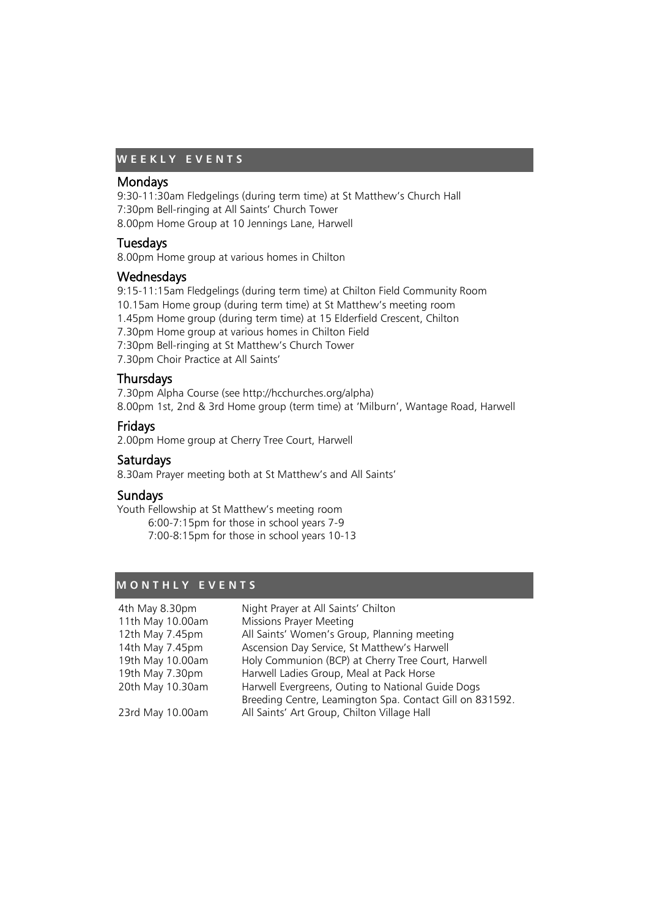## WEEKLY EVENTS

### Mondays

9:30-11:30am Fledgelings (during term time) at St Matthew's Church Hall
7:30pm Bell-ringing at All Saints' Church Tower
8.00pm Home Group at 10 Jennings Lane, Harwell

### Tuesdays

8.00pm Home group at various homes in Chilton

### Wednesdays

9:15-11:15am Fledgelings (during term time) at Chilton Field Community Room
10.15am Home group (during term time) at St Matthew's meeting room
1.45pm Home group (during term time) at 15 Elderfield Crescent, Chilton
7.30pm Home group at various homes in Chilton Field
7:30pm Bell-ringing at St Matthew's Church Tower
7.30pm Choir Practice at All Saints'

### Thursdays

7.30pm Alpha Course (see http://hcchurches.org/alpha)
8.00pm 1st, 2nd & 3rd Home group (term time) at 'Milburn', Wantage Road, Harwell

### Fridays

2.00pm Home group at Cherry Tree Court, Harwell

### Saturdays

8.30am Prayer meeting both at St Matthew's and All Saints'

### Sundays

Youth Fellowship at St Matthew's meeting room
- 6:00-7:15pm for those in school years 7-9
- 7:00-8:15pm for those in school years 10-13

## MONTHLY EVENTS

| | |
|---|---|
| 4th May 8.30pm | Night Prayer at All Saints' Chilton |
| 11th May 10.00am | Missions Prayer Meeting |
| 12th May 7.45pm | All Saints' Women's Group, Planning meeting |
| 14th May 7.45pm | Ascension Day Service, St Matthew's Harwell |
| 19th May 10.00am | Holy Communion (BCP) at Cherry Tree Court, Harwell |
| 19th May 7.30pm | Harwell Ladies Group, Meal at Pack Horse |
| 20th May 10.30am | Harwell Evergreens, Outing to National Guide Dogs Breeding Centre, Leamington Spa. Contact Gill on 831592. |
| 23rd May 10.00am | All Saints' Art Group, Chilton Village Hall |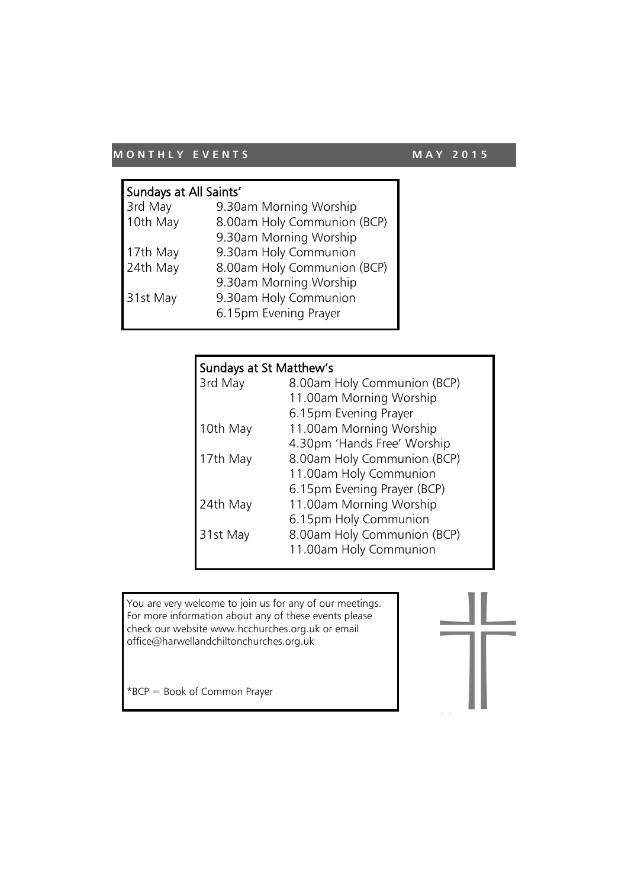## MONTHLY EVENTS MAY 2015

### Sundays at All Saints'

| | |
|---|---|
| 3rd May | 9.30am Morning Worship |
| 10th May | 8.00am Holy Communion (BCP) |
| | 9.30am Morning Worship |
| 17th May | 9.30am Holy Communion |
| 24th May | 8.00am Holy Communion (BCP) |
| | 9.30am Morning Worship |
| 31st May | 9.30am Holy Communion |
| | 6.15pm Evening Prayer |

### Sundays at St Matthew's

| | |
|---|---|
| 3rd May | 8.00am Holy Communion (BCP) |
| | 11.00am Morning Worship |
| | 6.15pm Evening Prayer |
| 10th May | 11.00am Morning Worship |
| | 4.30pm 'Hands Free' Worship |
| 17th May | 8.00am Holy Communion (BCP) |
| | 11.00am Holy Communion |
| | 6.15pm Evening Prayer (BCP) |
| 24th May | 11.00am Morning Worship |
| | 6.15pm Holy Communion |
| 31st May | 8.00am Holy Communion (BCP) |
| | 11.00am Holy Communion |

You are very welcome to join us for any of our meetings. For more information about any of these events please check our website www.hcchurches.org.uk or email office@harwellandchiltonchurches.org.uk

*BCP = Book of Common Prayer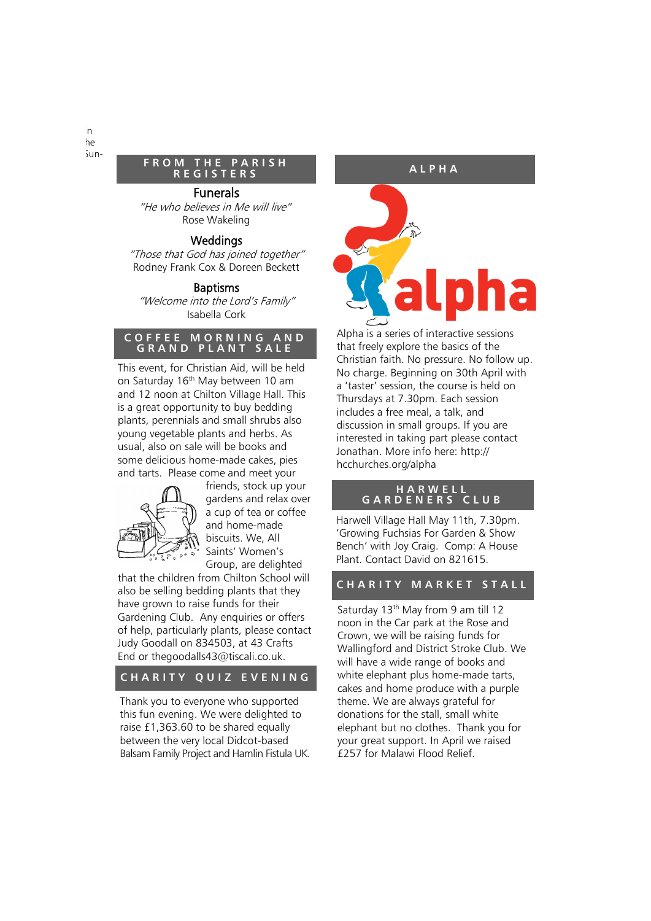## FROM THE PARISH REGISTERS

### Funerals

*"He who believes in Me will live"*

Rose Wakeling

### Weddings

*"Those that God has joined together"*

Rodney Frank Cox & Doreen Beckett

### Baptisms

*"Welcome into the Lord's Family"*

Isabella Cork

## COFFEE MORNING AND GRAND PLANT SALE

This event, for Christian Aid, will be held on Saturday 16th May between 10 am and 12 noon at Chilton Village Hall. This is a great opportunity to buy bedding plants, perennials and small shrubs also young vegetable plants and herbs. As usual, also on sale will be books and some delicious home-made cakes, pies and tarts. Please come and meet your friends, stock up your gardens and relax over a cup of tea or coffee and home-made biscuits. We, All Saints' Women's Group, are delighted that the children from Chilton School will also be selling bedding plants that they have grown to raise funds for their Gardening Club. Any enquiries or offers of help, particularly plants, please contact Judy Goodall on 834503, at 43 Crafts End or thegoodalls43@tiscali.co.uk.

## CHARITY QUIZ EVENING

Thank you to everyone who supported this fun evening. We were delighted to raise £1,363.60 to be shared equally between the very local Didcot-based Balsam Family Project and Hamlin Fistula UK.

## ALPHA

Alpha is a series of interactive sessions that freely explore the basics of the Christian faith. No pressure. No follow up. No charge. Beginning on 30th April with a 'taster' session, the course is held on Thursdays at 7.30pm. Each session includes a free meal, a talk, and discussion in small groups. If you are interested in taking part please contact Jonathan. More info here: http://hcchurches.org/alpha

## HARWELL GARDENERS CLUB

Harwell Village Hall May 11th, 7.30pm. 'Growing Fuchsias For Garden & Show Bench' with Joy Craig. Comp: A House Plant. Contact David on 821615.

## CHARITY MARKET STALL

Saturday 13th May from 9 am till 12 noon in the Car park at the Rose and Crown, we will be raising funds for Wallingford and District Stroke Club. We will have a wide range of books and white elephant plus home-made tarts, cakes and home produce with a purple theme. We are always grateful for donations for the stall, small white elephant but no clothes. Thank you for your great support. In April we raised £257 for Malawi Flood Relief.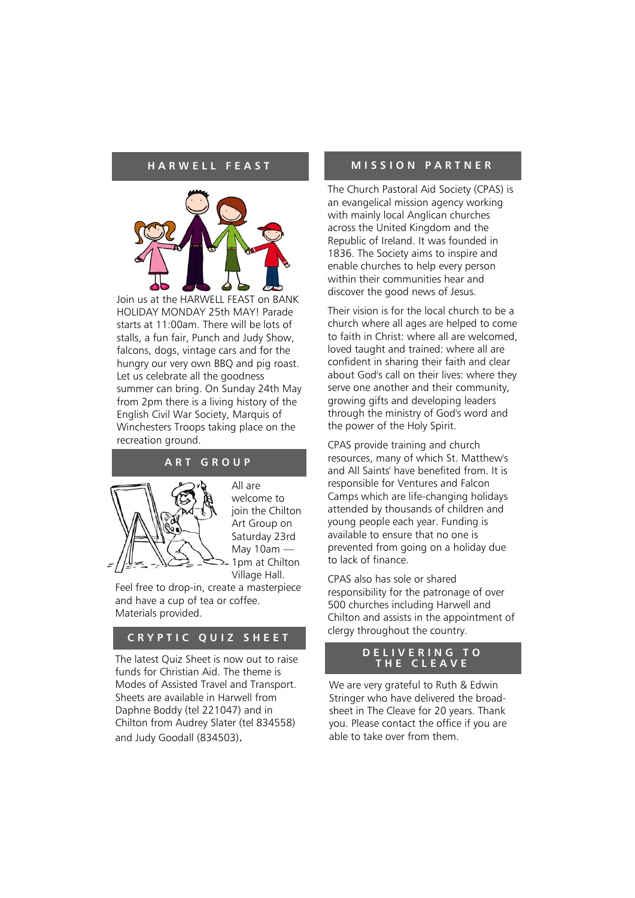## HARWELL FEAST

Join us at the HARWELL FEAST on BANK HOLIDAY MONDAY 25th MAY! Parade starts at 11:00am. There will be lots of stalls, a fun fair, Punch and Judy Show, falcons, dogs, vintage cars and for the hungry our very own BBQ and pig roast. Let us celebrate all the goodness summer can bring. On Sunday 24th May from 2pm there is a living history of the English Civil War Society, Marquis of Winchesters Troops taking place on the recreation ground.

## ART GROUP

All are welcome to join the Chilton Art Group on Saturday 23rd May 10am — 1pm at Chilton Village Hall. Feel free to drop-in, create a masterpiece and have a cup of tea or coffee. Materials provided.

## CRYPTIC QUIZ SHEET

The latest Quiz Sheet is now out to raise funds for Christian Aid. The theme is Modes of Assisted Travel and Transport. Sheets are available in Harwell from Daphne Boddy (tel 221047) and in Chilton from Audrey Slater (tel 834558) and Judy Goodall (834503).

## MISSION PARTNER

The Church Pastoral Aid Society (CPAS) is an evangelical mission agency working with mainly local Anglican churches across the United Kingdom and the Republic of Ireland. It was founded in 1836. The Society aims to inspire and enable churches to help every person within their communities hear and discover the good news of Jesus.

Their vision is for the local church to be a church where all ages are helped to come to faith in Christ: where all are welcomed, loved taught and trained: where all are confident in sharing their faith and clear about God's call on their lives: where they serve one another and their community, growing gifts and developing leaders through the ministry of God's word and the power of the Holy Spirit.

CPAS provide training and church resources, many of which St. Matthew's and All Saints' have benefited from. It is responsible for Ventures and Falcon Camps which are life-changing holidays attended by thousands of children and young people each year. Funding is available to ensure that no one is prevented from going on a holiday due to lack of finance.

CPAS also has sole or shared responsibility for the patronage of over 500 churches including Harwell and Chilton and assists in the appointment of clergy throughout the country.

## DELIVERING TO THE CLEAVE

We are very grateful to Ruth & Edwin Stringer who have delivered the broad-sheet in The Cleave for 20 years. Thank you. Please contact the office if you are able to take over from them.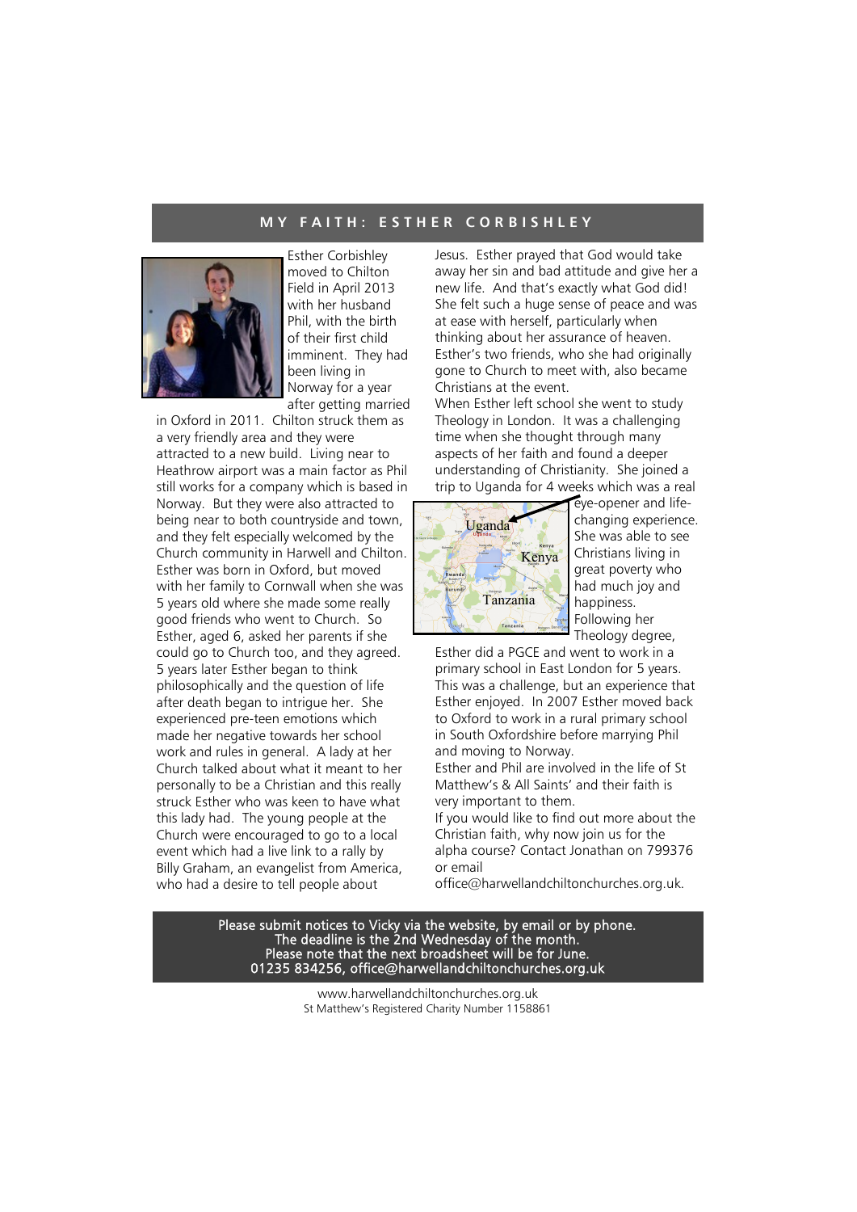## MY FAITH: ESTHER CORBISHLEY

Esther Corbishley moved to Chilton Field in April 2013 with her husband Phil, with the birth of their first child imminent. They had been living in Norway for a year after getting married in Oxford in 2011. Chilton struck them as a very friendly area and they were attracted to a new build. Living near to Heathrow airport was a main factor as Phil still works for a company which is based in Norway. But they were also attracted to being near to both countryside and town, and they felt especially welcomed by the Church community in Harwell and Chilton.

Esther was born in Oxford, but moved with her family to Cornwall when she was 5 years old where she made some really good friends who went to Church. So Esther, aged 6, asked her parents if she could go to Church too, and they agreed.

5 years later Esther began to think philosophically and the question of life after death began to intrigue her. She experienced pre-teen emotions which made her negative towards her school work and rules in general. A lady at her Church talked about what it meant to her personally to be a Christian and this really struck Esther who was keen to have what this lady had. The young people at the Church were encouraged to go to a local event which had a live link to a rally by Billy Graham, an evangelist from America, who had a desire to tell people about Jesus. Esther prayed that God would take away her sin and bad attitude and give her a new life. And that's exactly what God did! She felt such a huge sense of peace and was at ease with herself, particularly when thinking about her assurance of heaven. Esther's two friends, who she had originally gone to Church to meet with, also became Christians at the event.

When Esther left school she went to study Theology in London. It was a challenging time when she thought through many aspects of her faith and found a deeper understanding of Christianity. She joined a trip to Uganda for 4 weeks which was a real eye-opener and life-changing experience. She was able to see Christians living in great poverty who had much joy and happiness.

Following her Theology degree, Esther did a PGCE and went to work in a primary school in East London for 5 years. This was a challenge, but an experience that Esther enjoyed. In 2007 Esther moved back to Oxford to work in a rural primary school in South Oxfordshire before marrying Phil and moving to Norway.

Esther and Phil are involved in the life of St Matthew's & All Saints' and their faith is very important to them.

If you would like to find out more about the Christian faith, why now join us for the alpha course? Contact Jonathan on 799376 or email office@harwellandchiltonchurches.org.uk.

**Please submit notices to Vicky via the website, by email or by phone.**
**The deadline is the 2nd Wednesday of the month.**
**Please note that the next broadsheet will be for June.**
**01235 834256, office@harwellandchiltonchurches.org.uk**

www.harwellandchiltonchurches.org.uk
St Matthew's Registered Charity Number 1158861